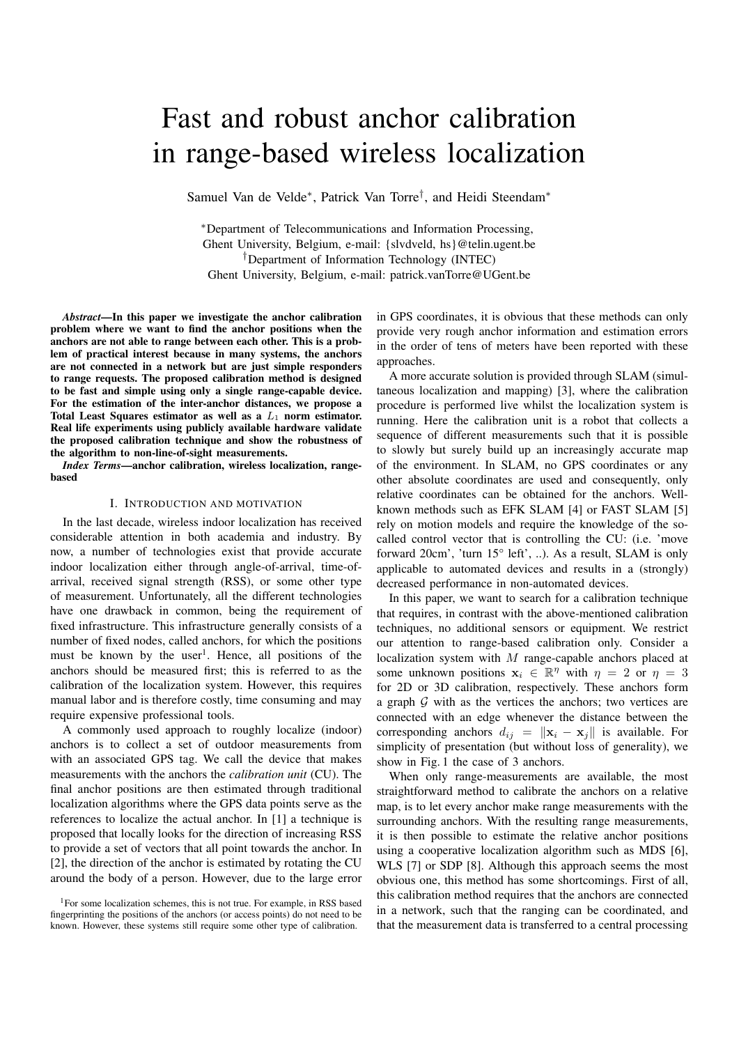# Fast and robust anchor calibration in range-based wireless localization

Samuel Van de Velde*, Patrick Van Torre†, and Heidi Steendam*

*Department of Telecommunications and Information Processing, Ghent University, Belgium, e-mail: {slvdveld, hs}@telin.ugent.be

†Department of Information Technology (INTEC) Ghent University, Belgium, e-mail: patrick.vanTorre@UGent.be

***Abstract*—In this paper we investigate the anchor calibration problem where we want to find the anchor positions when the anchors are not able to range between each other. This is a problem of practical interest because in many systems, the anchors are not connected in a network but are just simple responders to range requests. The proposed calibration method is designed to be fast and simple using only a single range-capable device. For the estimation of the inter-anchor distances, we propose a Total Least Squares estimator as well as a $L_1$ norm estimator. Real life experiments using publicly available hardware validate the proposed calibration technique and show the robustness of the algorithm to non-line-of-sight measurements.**

***Index Terms*—anchor calibration, wireless localization, range-based**

## I. Introduction and motivation

In the last decade, wireless indoor localization has received considerable attention in both academia and industry. By now, a number of technologies exist that provide accurate indoor localization either through angle-of-arrival, time-of-arrival, received signal strength (RSS), or some other type of measurement. Unfortunately, all the different technologies have one drawback in common, being the requirement of fixed infrastructure. This infrastructure generally consists of a number of fixed nodes, called anchors, for which the positions must be known by the user[1]. Hence, all positions of the anchors should be measured first; this is referred to as the calibration of the localization system. However, this requires manual labor and is therefore costly, time consuming and may require expensive professional tools.

A commonly used approach to roughly localize (indoor) anchors is to collect a set of outdoor measurements from with an associated GPS tag. We call the device that makes measurements with the anchors the *calibration unit* (CU). The final anchor positions are then estimated through traditional localization algorithms where the GPS data points serve as the references to localize the actual anchor. In [1] a technique is proposed that locally looks for the direction of increasing RSS to provide a set of vectors that all point towards the anchor. In [2], the direction of the anchor is estimated by rotating the CU around the body of a person. However, due to the large error in GPS coordinates, it is obvious that these methods can only provide very rough anchor information and estimation errors in the order of tens of meters have been reported with these approaches.

A more accurate solution is provided through SLAM (simultaneous localization and mapping) [3], where the calibration procedure is performed live whilst the localization system is running. Here the calibration unit is a robot that collects a sequence of different measurements such that it is possible to slowly but surely build up an increasingly accurate map of the environment. In SLAM, no GPS coordinates or any other absolute coordinates are used and consequently, only relative coordinates can be obtained for the anchors. Well-known methods such as EFK SLAM [4] or FAST SLAM [5] rely on motion models and require the knowledge of the so-called control vector that is controlling the CU: (i.e. 'move forward 20cm', 'turn 15° left', ..). As a result, SLAM is only applicable to automated devices and results in a (strongly) decreased performance in non-automated devices.

In this paper, we want to search for a calibration technique that requires, in contrast with the above-mentioned calibration techniques, no additional sensors or equipment. We restrict our attention to range-based calibration only. Consider a localization system with $M$ range-capable anchors placed at some unknown positions $\mathbf{x}_i \in \mathbb{R}^\eta$ with $\eta = 2$ or $\eta = 3$ for 2D or 3D calibration, respectively. These anchors form a graph $\mathcal{G}$ with as the vertices the anchors; two vertices are connected with an edge whenever the distance between the corresponding anchors $d_{ij} = \|\mathbf{x}_i - \mathbf{x}_j\|$ is available. For simplicity of presentation (but without loss of generality), we show in Fig. 1 the case of 3 anchors.

When only range-measurements are available, the most straightforward method to calibrate the anchors on a relative map, is to let every anchor make range measurements with the surrounding anchors. With the resulting range measurements, it is then possible to estimate the relative anchor positions using a cooperative localization algorithm such as MDS [6], WLS [7] or SDP [8]. Although this approach seems the most obvious one, this method has some shortcomings. First of all, this calibration method requires that the anchors are connected in a network, such that the ranging can be coordinated, and that the measurement data is transferred to a central processing

[1]For some localization schemes, this is not true. For example, in RSS based fingerprinting the positions of the anchors (or access points) do not need to be known. However, these systems still require some other type of calibration.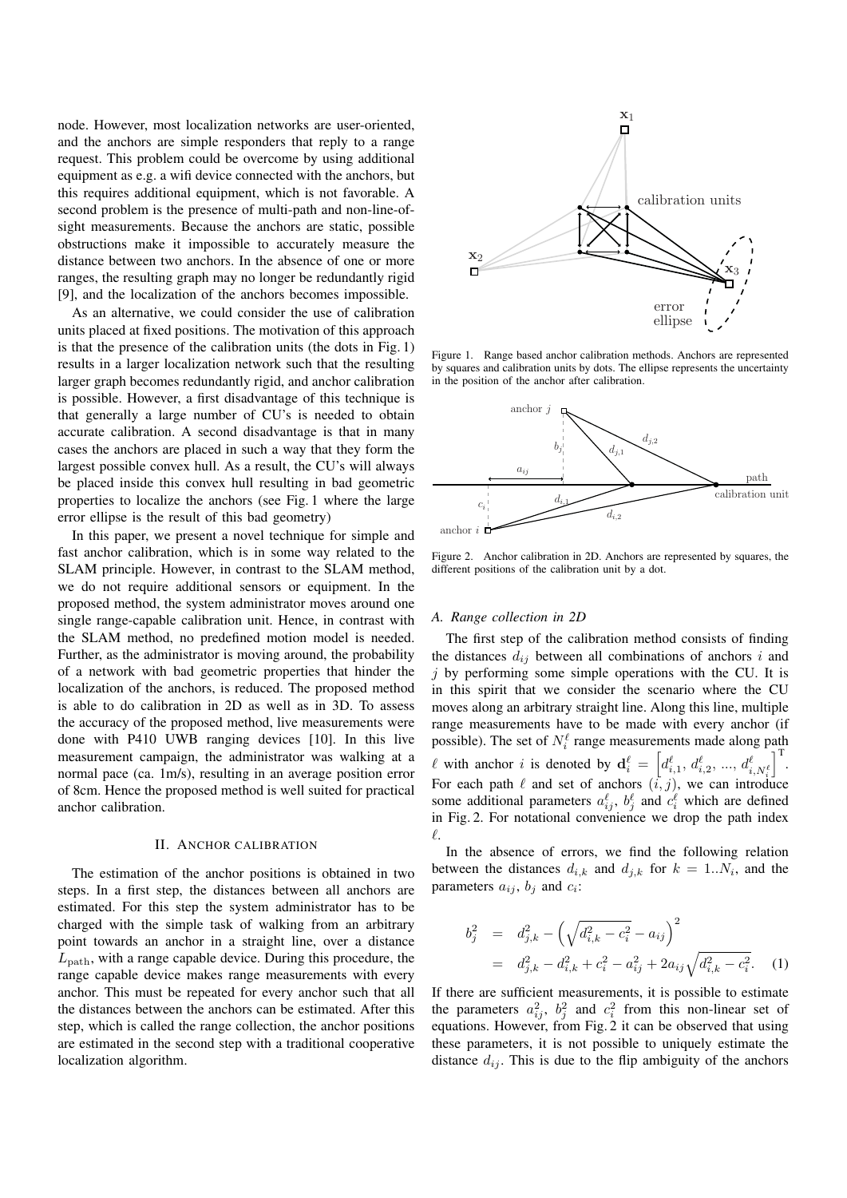node. However, most localization networks are user-oriented, and the anchors are simple responders that reply to a range request. This problem could be overcome by using additional equipment as e.g. a wifi device connected with the anchors, but this requires additional equipment, which is not favorable. A second problem is the presence of multi-path and non-line-of-sight measurements. Because the anchors are static, possible obstructions make it impossible to accurately measure the distance between two anchors. In the absence of one or more ranges, the resulting graph may no longer be redundantly rigid [9], and the localization of the anchors becomes impossible.

As an alternative, we could consider the use of calibration units placed at fixed positions. The motivation of this approach is that the presence of the calibration units (the dots in Fig. 1) results in a larger localization network such that the resulting larger graph becomes redundantly rigid, and anchor calibration is possible. However, a first disadvantage of this technique is that generally a large number of CU's is needed to obtain accurate calibration. A second disadvantage is that in many cases the anchors are placed in such a way that they form the largest possible convex hull. As a result, the CU's will always be placed inside this convex hull resulting in bad geometric properties to localize the anchors (see Fig. 1 where the large error ellipse is the result of this bad geometry)

In this paper, we present a novel technique for simple and fast anchor calibration, which is in some way related to the SLAM principle. However, in contrast to the SLAM method, we do not require additional sensors or equipment. In the proposed method, the system administrator moves around one single range-capable calibration unit. Hence, in contrast with the SLAM method, no predefined motion model is needed. Further, as the administrator is moving around, the probability of a network with bad geometric properties that hinder the localization of the anchors, is reduced. The proposed method is able to do calibration in 2D as well as in 3D. To assess the accuracy of the proposed method, live measurements were done with P410 UWB ranging devices [10]. In this live measurement campaign, the administrator was walking at a normal pace (ca. 1m/s), resulting in an average position error of 8cm. Hence the proposed method is well suited for practical anchor calibration.

## II. Anchor calibration

The estimation of the anchor positions is obtained in two steps. In a first step, the distances between all anchors are estimated. For this step the system administrator has to be charged with the simple task of walking from an arbitrary point towards an anchor in a straight line, over a distance $L_{\text{path}}$, with a range capable device. During this procedure, the range capable device makes range measurements with every anchor. This must be repeated for every anchor such that all the distances between the anchors can be estimated. After this step, which is called the range collection, the anchor positions are estimated in the second step with a traditional cooperative localization algorithm.

$\mathbf{x}_1$
calibration units
$\mathbf{x}_2$
$\mathbf{x}_3$
error ellipse

Figure 1. Range based anchor calibration methods. Anchors are represented by squares and calibration units by dots. The ellipse represents the uncertainty in the position of the anchor after calibration.

anchor $j$
$b_j$
$d_{j,1}$
$d_{j,2}$
$a_{ij}$
path
calibration unit
$c_i$
$d_{i,1}$
$d_{i,2}$
anchor $i$

Figure 2. Anchor calibration in 2D. Anchors are represented by squares, the different positions of the calibration unit by a dot.

### A. Range collection in 2D

The first step of the calibration method consists of finding the distances $d_{ij}$ between all combinations of anchors $i$ and $j$ by performing some simple operations with the CU. It is in this spirit that we consider the scenario where the CU moves along an arbitrary straight line. Along this line, multiple range measurements have to be made with every anchor (if possible). The set of $N_i^\ell$ range measurements made along path $\ell$ with anchor $i$ is denoted by $\mathbf{d}_i^\ell = \left[d_{i,1}^\ell, d_{i,2}^\ell, ..., d_{i,N_i^\ell}^\ell\right]^\mathrm{T}$. For each path $\ell$ and set of anchors $(i, j)$, we can introduce some additional parameters $a_{ij}^\ell$, $b_j^\ell$ and $c_i^\ell$ which are defined in Fig. 2. For notational convenience we drop the path index $\ell$.

In the absence of errors, we find the following relation between the distances $d_{i,k}$ and $d_{j,k}$ for $k = 1..N_i$, and the parameters $a_{ij}$, $b_j$ and $c_i$:

$$
\begin{aligned}
b_j^2 &= d_{j,k}^2 - \left(\sqrt{d_{i,k}^2 - c_i^2} - a_{ij}\right)^2 \\
&= d_{j,k}^2 - d_{i,k}^2 + c_i^2 - a_{ij}^2 + 2a_{ij}\sqrt{d_{i,k}^2 - c_i^2}. \quad (1)
\end{aligned}
$$

If there are sufficient measurements, it is possible to estimate the parameters $a_{ij}^2$, $b_j^2$ and $c_i^2$ from this non-linear set of equations. However, from Fig. 2 it can be observed that using these parameters, it is not possible to uniquely estimate the distance $d_{ij}$. This is due to the flip ambiguity of the anchors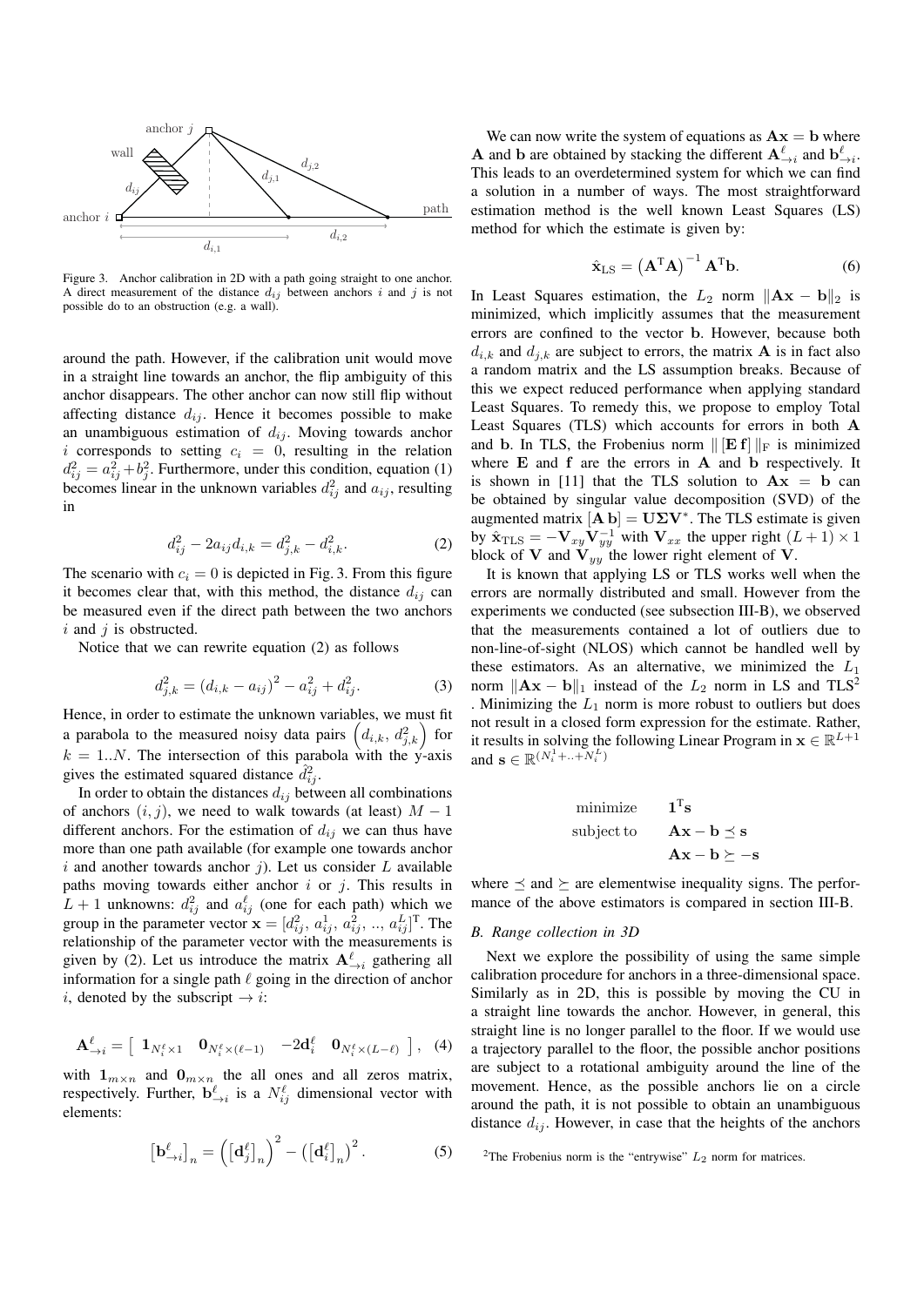Figure 3. Anchor calibration in 2D with a path going straight to one anchor. A direct measurement of the distance $d_{ij}$ between anchors $i$ and $j$ is not possible do to an obstruction (e.g. a wall).

around the path. However, if the calibration unit would move in a straight line towards an anchor, the flip ambiguity of this anchor disappears. The other anchor can now still flip without affecting distance $d_{ij}$. Hence it becomes possible to make an unambiguous estimation of $d_{ij}$. Moving towards anchor $i$ corresponds to setting $c_i = 0$, resulting in the relation $d_{ij}^2 = a_{ij}^2 + b_j^2$. Furthermore, under this condition, equation (1) becomes linear in the unknown variables $d_{ij}^2$ and $a_{ij}$, resulting in

$$d_{ij}^2 - 2a_{ij}d_{i,k} = d_{j,k}^2 - d_{i,k}^2. \tag{2}$$

The scenario with $c_i = 0$ is depicted in Fig. 3. From this figure it becomes clear that, with this method, the distance $d_{ij}$ can be measured even if the direct path between the two anchors $i$ and $j$ is obstructed.

Notice that we can rewrite equation (2) as follows

$$d_{j,k}^2 = (d_{i,k} - a_{ij})^2 - a_{ij}^2 + d_{ij}^2. \tag{3}$$

Hence, in order to estimate the unknown variables, we must fit a parabola to the measured noisy data pairs $\left(d_{i,k},\, d_{j,k}^2\right)$ for $k = 1..N$. The intersection of this parabola with the y-axis gives the estimated squared distance $\hat{d}_{ij}^2$.

In order to obtain the distances $d_{ij}$ between all combinations of anchors $(i,j)$, we need to walk towards (at least) $M-1$ different anchors. For the estimation of $d_{ij}$ we can thus have more than one path available (for example one towards anchor $i$ and another towards anchor $j$). Let us consider $L$ available paths moving towards either anchor $i$ or $j$. This results in $L+1$ unknowns: $d_{ij}^2$ and $a_{ij}^\ell$ (one for each path) which we group in the parameter vector $\mathbf{x} = [d_{ij}^2, a_{ij}^1, a_{ij}^2, .., a_{ij}^L]^{\mathrm{T}}$. The relationship of the parameter vector with the measurements is given by (2). Let us introduce the matrix $\mathbf{A}_{\to i}^\ell$ gathering all information for a single path $\ell$ going in the direction of anchor $i$, denoted by the subscript $\to i$:

$$\mathbf{A}_{\to i}^\ell = \left[\begin{array}{cccc} \mathbf{1}_{N_i^\ell \times 1} & \mathbf{0}_{N_i^\ell \times (\ell-1)} & -2\mathbf{d}_i^\ell & \mathbf{0}_{N_i^\ell \times (L-\ell)} \end{array}\right], \tag{4}$$

with $\mathbf{1}_{m\times n}$ and $\mathbf{0}_{m\times n}$ the all ones and all zeros matrix, respectively. Further, $\mathbf{b}_{\to i}^\ell$ is a $N_{ij}^\ell$ dimensional vector with elements:

$$\left[\mathbf{b}_{\to i}^\ell\right]_n = \left(\left[\mathbf{d}_j^\ell\right]_n\right)^2 - \left(\left[\mathbf{d}_i^\ell\right]_n\right)^2. \tag{5}$$

We can now write the system of equations as $\mathbf{Ax} = \mathbf{b}$ where $\mathbf{A}$ and $\mathbf{b}$ are obtained by stacking the different $\mathbf{A}_{\to i}^\ell$ and $\mathbf{b}_{\to i}^\ell$. This leads to an overdetermined system for which we can find a solution in a number of ways. The most straightforward estimation method is the well known Least Squares (LS) method for which the estimate is given by:

$$\hat{\mathbf{x}}_{\mathrm{LS}} = \left(\mathbf{A}^{\mathrm{T}}\mathbf{A}\right)^{-1}\mathbf{A}^{\mathrm{T}}\mathbf{b}. \tag{6}$$

In Least Squares estimation, the $L_2$ norm $\|\mathbf{Ax} - \mathbf{b}\|_2$ is minimized, which implicitly assumes that the measurement errors are confined to the vector $\mathbf{b}$. However, because both $d_{i,k}$ and $d_{j,k}$ are subject to errors, the matrix $\mathbf{A}$ is in fact also a random matrix and the LS assumption breaks. Because of this we expect reduced performance when applying standard Least Squares. To remedy this, we propose to employ Total Least Squares (TLS) which accounts for errors in both $\mathbf{A}$ and $\mathbf{b}$. In TLS, the Frobenius norm $\|\,[\mathbf{E}\,\mathbf{f}]\,\|_{\mathrm{F}}$ is minimized where $\mathbf{E}$ and $\mathbf{f}$ are the errors in $\mathbf{A}$ and $\mathbf{b}$ respectively. It is shown in [11] that the TLS solution to $\mathbf{Ax} = \mathbf{b}$ can be obtained by singular value decomposition (SVD) of the augmented matrix $[\mathbf{A}\,\mathbf{b}] = \mathbf{U\Sigma V}^*$. The TLS estimate is given by $\hat{\mathbf{x}}_{\mathrm{TLS}} = -\mathbf{V}_{xy}\mathbf{V}_{yy}^{-1}$ with $\mathbf{V}_{xx}$ the upper right $(L+1)\times 1$ block of $\mathbf{V}$ and $\mathbf{V}_{yy}$ the lower right element of $\mathbf{V}$.

It is known that applying LS or TLS works well when the errors are normally distributed and small. However from the experiments we conducted (see subsection III-B), we observed that the measurements contained a lot of outliers due to non-line-of-sight (NLOS) which cannot be handled well by these estimators. As an alternative, we minimized the $L_1$ norm $\|\mathbf{Ax} - \mathbf{b}\|_1$ instead of the $L_2$ norm in LS and TLS[2]. Minimizing the $L_1$ norm is more robust to outliers but does not result in a closed form expression for the estimate. Rather, it results in solving the following Linear Program in $\mathbf{x} \in \mathbb{R}^{L+1}$ and $\mathbf{s} \in \mathbb{R}^{(N_i^1+..+N_i^L)}$

$$\begin{array}{ll} \text{minimize} & \mathbf{1}^{\mathrm{T}}\mathbf{s} \\ \text{subject to} & \mathbf{Ax} - \mathbf{b} \preceq \mathbf{s} \\ & \mathbf{Ax} - \mathbf{b} \succeq -\mathbf{s} \end{array}$$

where $\preceq$ and $\succeq$ are elementwise inequality signs. The performance of the above estimators is compared in section III-B.

### B. Range collection in 3D

Next we explore the possibility of using the same simple calibration procedure for anchors in a three-dimensional space. Similarly as in 2D, this is possible by moving the CU in a straight line towards the anchor. However, in general, this straight line is no longer parallel to the floor. If we would use a trajectory parallel to the floor, the possible anchor positions are subject to a rotational ambiguity around the line of the movement. Hence, as the possible anchors lie on a circle around the path, it is not possible to obtain an unambiguous distance $d_{ij}$. However, in case that the heights of the anchors

[2] The Frobenius norm is the "entrywise" $L_2$ norm for matrices.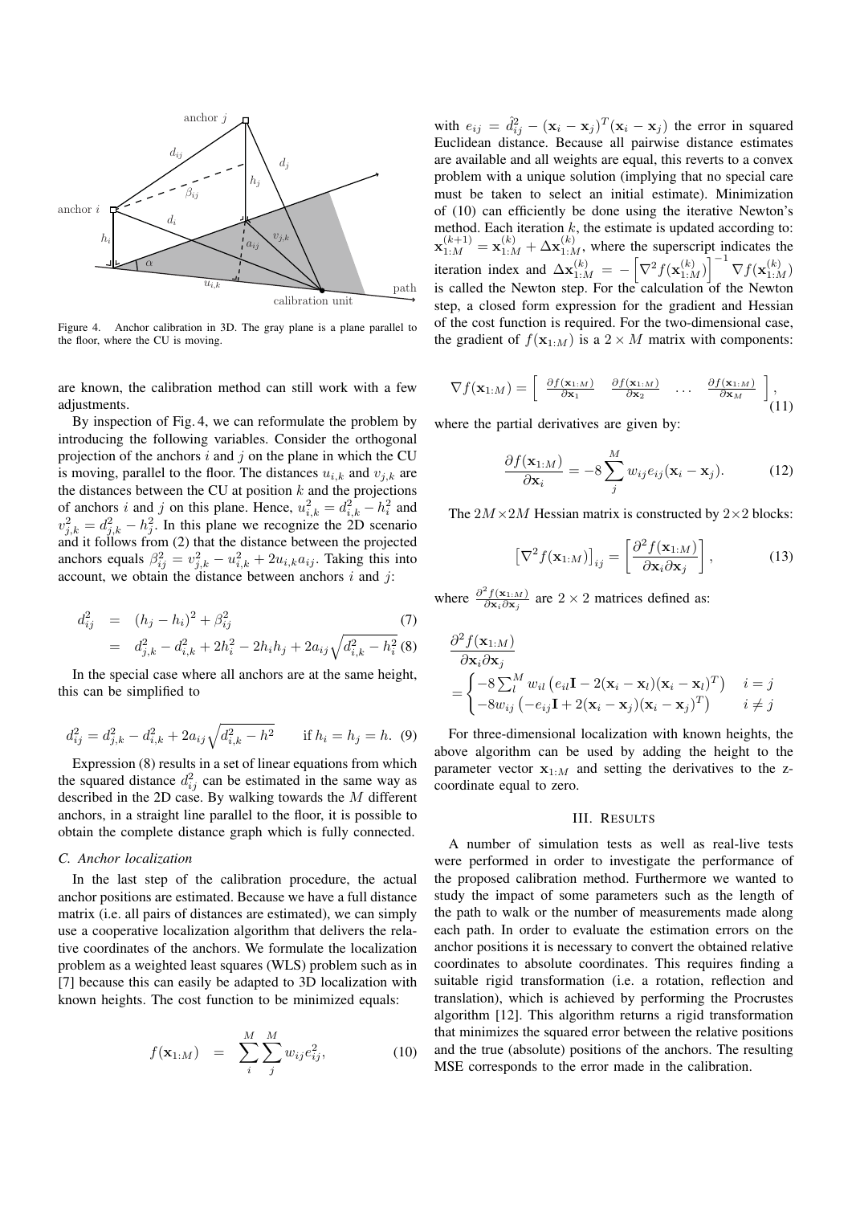Figure 4. Anchor calibration in 3D. The gray plane is a plane parallel to the floor, where the CU is moving.

are known, the calibration method can still work with a few adjustments.

By inspection of Fig. 4, we can reformulate the problem by introducing the following variables. Consider the orthogonal projection of the anchors $i$ and $j$ on the plane in which the CU is moving, parallel to the floor. The distances $u_{i,k}$ and $v_{j,k}$ are the distances between the CU at position $k$ and the projections of anchors $i$ and $j$ on this plane. Hence, $u_{i,k}^2 = d_{i,k}^2 - h_i^2$ and $v_{j,k}^2 = d_{j,k}^2 - h_j^2$. In this plane we recognize the 2D scenario and it follows from (2) that the distance between the projected anchors equals $\beta_{ij}^2 = v_{j,k}^2 - u_{i,k}^2 + 2u_{i,k}a_{ij}$. Taking this into account, we obtain the distance between anchors $i$ and $j$:

$$
\begin{aligned}
d_{ij}^2 &= (h_j - h_i)^2 + \beta_{ij}^2 && (7) \\
&= d_{j,k}^2 - d_{i,k}^2 + 2h_i^2 - 2h_i h_j + 2a_{ij}\sqrt{d_{i,k}^2 - h_i^2} && (8)
\end{aligned}
$$

In the special case where all anchors are at the same height, this can be simplified to

$$
d_{ij}^2 = d_{j,k}^2 - d_{i,k}^2 + 2a_{ij}\sqrt{d_{i,k}^2 - h^2} \qquad \text{if } h_i = h_j = h. \quad (9)
$$

Expression (8) results in a set of linear equations from which the squared distance $d_{ij}^2$ can be estimated in the same way as described in the 2D case. By walking towards the $M$ different anchors, in a straight line parallel to the floor, it is possible to obtain the complete distance graph which is fully connected.

### C. Anchor localization

In the last step of the calibration procedure, the actual anchor positions are estimated. Because we have a full distance matrix (i.e. all pairs of distances are estimated), we can simply use a cooperative localization algorithm that delivers the relative coordinates of the anchors. We formulate the localization problem as a weighted least squares (WLS) problem such as in [7] because this can easily be adapted to 3D localization with known heights. The cost function to be minimized equals:

$$
f(\mathbf{x}_{1:M}) = \sum_i^M \sum_j^M w_{ij} e_{ij}^2, \quad (10)
$$

with $e_{ij} = \hat{d}_{ij}^2 - (\mathbf{x}_i - \mathbf{x}_j)^T(\mathbf{x}_i - \mathbf{x}_j)$ the error in squared Euclidean distance. Because all pairwise distance estimates are available and all weights are equal, this reverts to a convex problem with a unique solution (implying that no special care must be taken to select an initial estimate). Minimization of (10) can efficiently be done using the iterative Newton's method. Each iteration $k$, the estimate is updated according to: $\mathbf{x}_{1:M}^{(k+1)} = \mathbf{x}_{1:M}^{(k)} + \Delta\mathbf{x}_{1:M}^{(k)}$, where the superscript indicates the iteration index and $\Delta\mathbf{x}_{1:M}^{(k)} = -\left[\nabla^2 f(\mathbf{x}_{1:M}^{(k)})\right]^{-1} \nabla f(\mathbf{x}_{1:M}^{(k)})$ is called the Newton step. For the calculation of the Newton step, a closed form expression for the gradient and Hessian of the cost function is required. For the two-dimensional case, the gradient of $f(\mathbf{x}_{1:M})$ is a $2 \times M$ matrix with components:

$$
\nabla f(\mathbf{x}_{1:M}) = \begin{bmatrix} \frac{\partial f(\mathbf{x}_{1:M})}{\partial \mathbf{x}_1} & \frac{\partial f(\mathbf{x}_{1:M})}{\partial \mathbf{x}_2} & \dots & \frac{\partial f(\mathbf{x}_{1:M})}{\partial \mathbf{x}_M} \end{bmatrix}, \quad (11)
$$

where the partial derivatives are given by:

$$
\frac{\partial f(\mathbf{x}_{1:M})}{\partial \mathbf{x}_i} = -8 \sum_j^M w_{ij} e_{ij} (\mathbf{x}_i - \mathbf{x}_j). \quad (12)
$$

The $2M \times 2M$ Hessian matrix is constructed by $2 \times 2$ blocks:

$$
\left[\nabla^2 f(\mathbf{x}_{1:M})\right]_{ij} = \left[\frac{\partial^2 f(\mathbf{x}_{1:M})}{\partial \mathbf{x}_i \partial \mathbf{x}_j}\right], \quad (13)
$$

where $\frac{\partial^2 f(\mathbf{x}_{1:M})}{\partial \mathbf{x}_i \partial \mathbf{x}_j}$ are $2 \times 2$ matrices defined as:

$$
\frac{\partial^2 f(\mathbf{x}_{1:M})}{\partial \mathbf{x}_i \partial \mathbf{x}_j} = \begin{cases} -8 \sum_l^M w_{il} \left(e_{il}\mathbf{I} - 2(\mathbf{x}_i - \mathbf{x}_l)(\mathbf{x}_i - \mathbf{x}_l)^T\right) & i = j \\ -8 w_{ij} \left(-e_{ij}\mathbf{I} + 2(\mathbf{x}_i - \mathbf{x}_j)(\mathbf{x}_i - \mathbf{x}_j)^T\right) & i \neq j \end{cases}
$$

For three-dimensional localization with known heights, the above algorithm can be used by adding the height to the parameter vector $\mathbf{x}_{1:M}$ and setting the derivatives to the z-coordinate equal to zero.

## III. Results

A number of simulation tests as well as real-live tests were performed in order to investigate the performance of the proposed calibration method. Furthermore we wanted to study the impact of some parameters such as the length of the path to walk or the number of measurements made along each path. In order to evaluate the estimation errors on the anchor positions it is necessary to convert the obtained relative coordinates to absolute coordinates. This requires finding a suitable rigid transformation (i.e. a rotation, reflection and translation), which is achieved by performing the Procrustes algorithm [12]. This algorithm returns a rigid transformation that minimizes the squared error between the relative positions and the true (absolute) positions of the anchors. The resulting MSE corresponds to the error made in the calibration.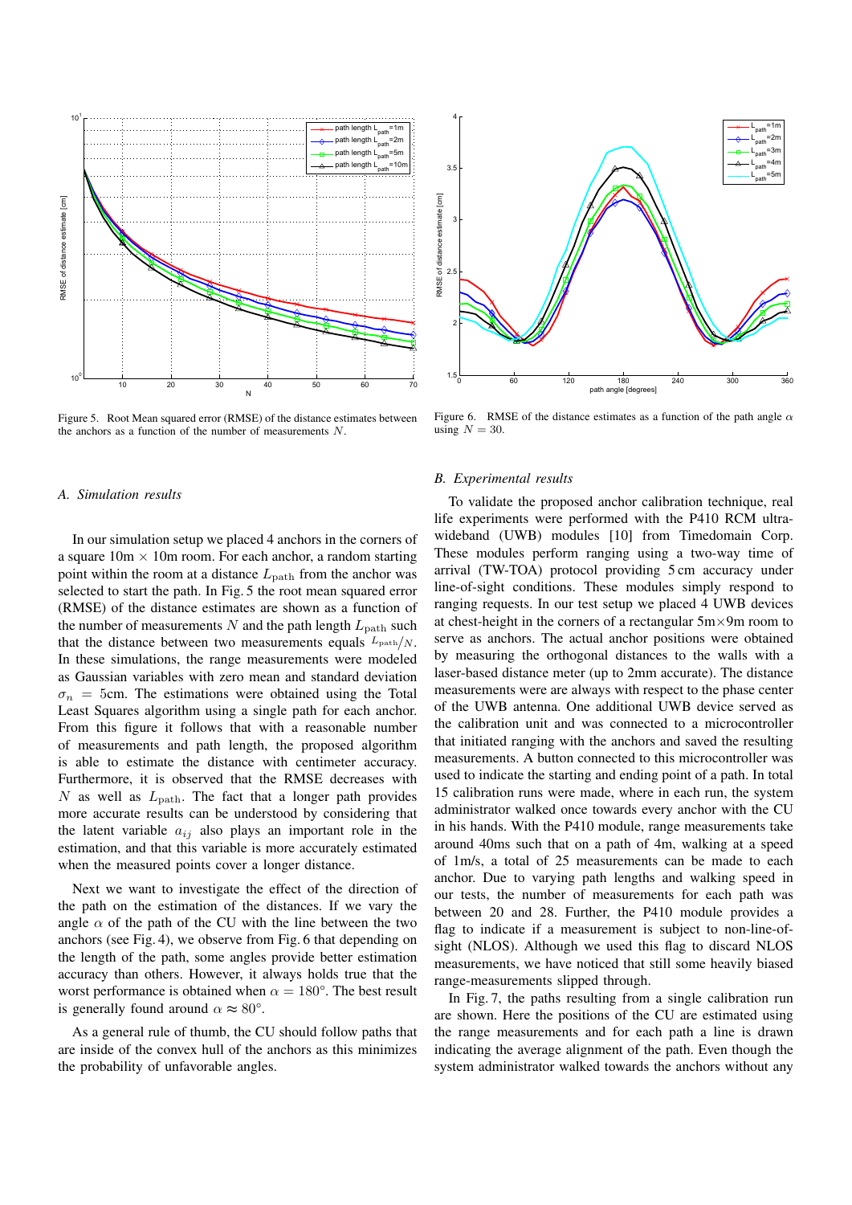Figure 5. Root Mean squared error (RMSE) of the distance estimates between the anchors as a function of the number of measurements $N$.

Figure 6. RMSE of the distance estimates as a function of the path angle $\alpha$ using $N = 30$.

### A. Simulation results

In our simulation setup we placed 4 anchors in the corners of a square 10m × 10m room. For each anchor, a random starting point within the room at a distance $L_{\text{path}}$ from the anchor was selected to start the path. In Fig. 5 the root mean squared error (RMSE) of the distance estimates are shown as a function of the number of measurements $N$ and the path length $L_{\text{path}}$ such that the distance between two measurements equals $L_{\text{path}}/N$. In these simulations, the range measurements were modeled as Gaussian variables with zero mean and standard deviation $\sigma_n = 5$cm. The estimations were obtained using the Total Least Squares algorithm using a single path for each anchor. From this figure it follows that with a reasonable number of measurements and path length, the proposed algorithm is able to estimate the distance with centimeter accuracy. Furthermore, it is observed that the RMSE decreases with $N$ as well as $L_{\text{path}}$. The fact that a longer path provides more accurate results can be understood by considering that the latent variable $a_{ij}$ also plays an important role in the estimation, and that this variable is more accurately estimated when the measured points cover a longer distance.

Next we want to investigate the effect of the direction of the path on the estimation of the distances. If we vary the angle $\alpha$ of the path of the CU with the line between the two anchors (see Fig. 4), we observe from Fig. 6 that depending on the length of the path, some angles provide better estimation accuracy than others. However, it always holds true that the worst performance is obtained when $\alpha = 180°$. The best result is generally found around $\alpha \approx 80°$.

As a general rule of thumb, the CU should follow paths that are inside of the convex hull of the anchors as this minimizes the probability of unfavorable angles.

### B. Experimental results

To validate the proposed anchor calibration technique, real life experiments were performed with the P410 RCM ultra-wideband (UWB) modules [10] from Timedomain Corp. These modules perform ranging using a two-way time of arrival (TW-TOA) protocol providing 5 cm accuracy under line-of-sight conditions. These modules simply respond to ranging requests. In our test setup we placed 4 UWB devices at chest-height in the corners of a rectangular 5m×9m room to serve as anchors. The actual anchor positions were obtained by measuring the orthogonal distances to the walls with a laser-based distance meter (up to 2mm accurate). The distance measurements were are always with respect to the phase center of the UWB antenna. One additional UWB device served as the calibration unit and was connected to a microcontroller that initiated ranging with the anchors and saved the resulting measurements. A button connected to this microcontroller was used to indicate the starting and ending point of a path. In total 15 calibration runs were made, where in each run, the system administrator walked once towards every anchor with the CU in his hands. With the P410 module, range measurements take around 40ms such that on a path of 4m, walking at a speed of 1m/s, a total of 25 measurements can be made to each anchor. Due to varying path lengths and walking speed in our tests, the number of measurements for each path was between 20 and 28. Further, the P410 module provides a flag to indicate if a measurement is subject to non-line-of-sight (NLOS). Although we used this flag to discard NLOS measurements, we have noticed that still some heavily biased range-measurements slipped through.

In Fig. 7, the paths resulting from a single calibration run are shown. Here the positions of the CU are estimated using the range measurements and for each path a line is drawn indicating the average alignment of the path. Even though the system administrator walked towards the anchors without any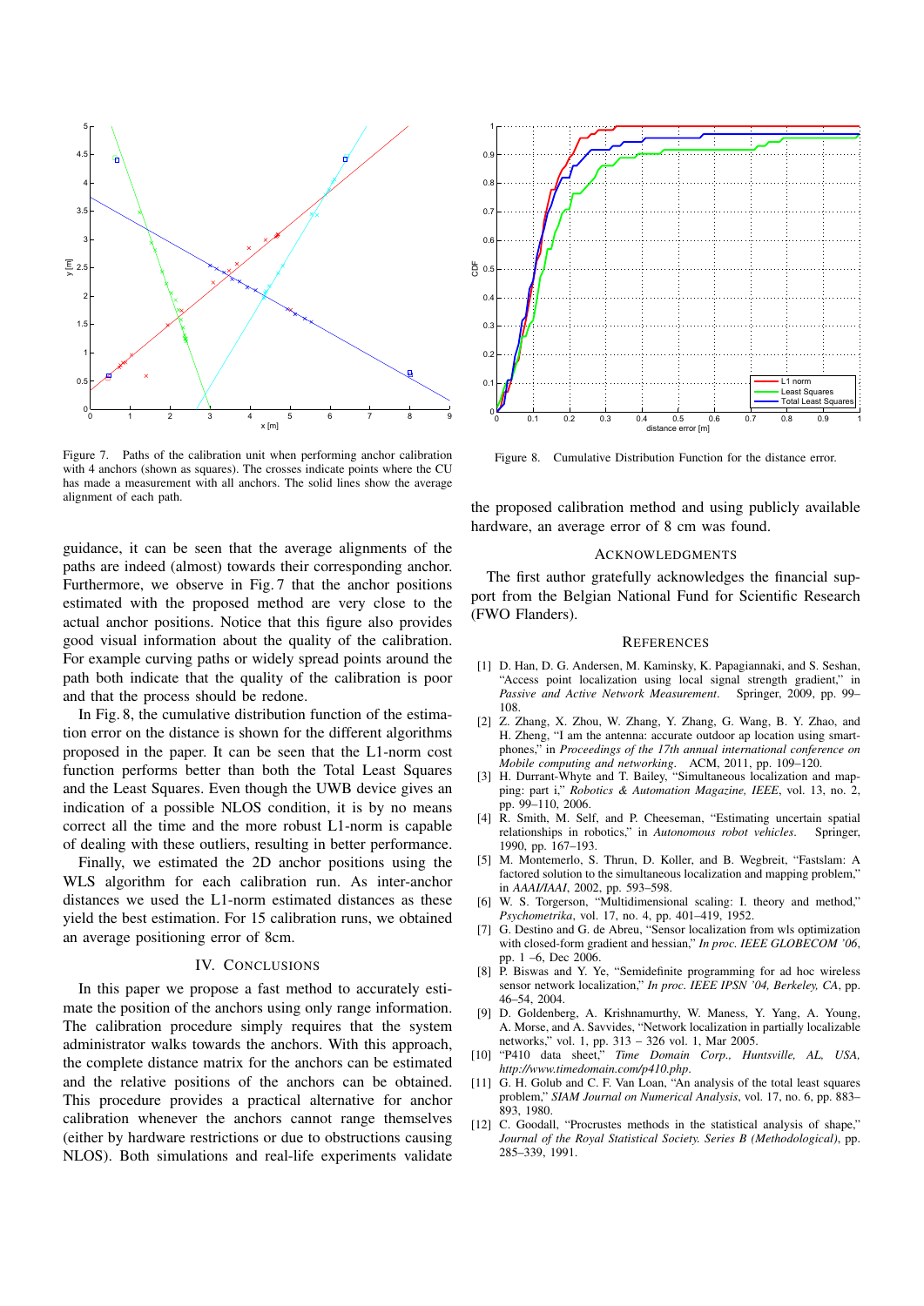y [m]

x [m]

0 1 2 3 4 5 6 7 8 9

0 0.5 1 1.5 2 2.5 3 3.5 4 4.5 5

Figure 7. Paths of the calibration unit when performing anchor calibration with 4 anchors (shown as squares). The crosses indicate points where the CU has made a measurement with all anchors. The solid lines show the average alignment of each path.

CDF

distance error [m]

0 0.1 0.2 0.3 0.4 0.5 0.6 0.7 0.8 0.9 1

L1 norm
Least Squares
Total Least Squares

Figure 8. Cumulative Distribution Function for the distance error.

guidance, it can be seen that the average alignments of the paths are indeed (almost) towards their corresponding anchor. Furthermore, we observe in Fig. 7 that the anchor positions estimated with the proposed method are very close to the actual anchor positions. Notice that this figure also provides good visual information about the quality of the calibration. For example curving paths or widely spread points around the path both indicate that the quality of the calibration is poor and that the process should be redone.

In Fig. 8, the cumulative distribution function of the estimation error on the distance is shown for the different algorithms proposed in the paper. It can be seen that the L1-norm cost function performs better than both the Total Least Squares and the Least Squares. Even though the UWB device gives an indication of a possible NLOS condition, it is by no means correct all the time and the more robust L1-norm is capable of dealing with these outliers, resulting in better performance.

Finally, we estimated the 2D anchor positions using the WLS algorithm for each calibration run. As inter-anchor distances we used the L1-norm estimated distances as these yield the best estimation. For 15 calibration runs, we obtained an average positioning error of 8cm.

## IV. Conclusions

In this paper we propose a fast method to accurately estimate the position of the anchors using only range information. The calibration procedure simply requires that the system administrator walks towards the anchors. With this approach, the complete distance matrix for the anchors can be estimated and the relative positions of the anchors can be obtained. This procedure provides a practical alternative for anchor calibration whenever the anchors cannot range themselves (either by hardware restrictions or due to obstructions causing NLOS). Both simulations and real-life experiments validate the proposed calibration method and using publicly available hardware, an average error of 8 cm was found.

## Acknowledgments

The first author gratefully acknowledges the financial support from the Belgian National Fund for Scientific Research (FWO Flanders).

## References

[1] D. Han, D. G. Andersen, M. Kaminsky, K. Papagiannaki, and S. Seshan, "Access point localization using local signal strength gradient," in *Passive and Active Network Measurement*. Springer, 2009, pp. 99–108.

[2] Z. Zhang, X. Zhou, W. Zhang, Y. Zhang, G. Wang, B. Y. Zhao, and H. Zheng, "I am the antenna: accurate outdoor ap location using smartphones," in *Proceedings of the 17th annual international conference on Mobile computing and networking*. ACM, 2011, pp. 109–120.

[3] H. Durrant-Whyte and T. Bailey, "Simultaneous localization and mapping: part i," *Robotics & Automation Magazine, IEEE*, vol. 13, no. 2, pp. 99–110, 2006.

[4] R. Smith, M. Self, and P. Cheeseman, "Estimating uncertain spatial relationships in robotics," in *Autonomous robot vehicles*. Springer, 1990, pp. 167–193.

[5] M. Montemerlo, S. Thrun, D. Koller, and B. Wegbreit, "Fastslam: A factored solution to the simultaneous localization and mapping problem," in *AAAI/IAAI*, 2002, pp. 593–598.

[6] W. S. Torgerson, "Multidimensional scaling: I. theory and method," *Psychometrika*, vol. 17, no. 4, pp. 401–419, 1952.

[7] G. Destino and G. de Abreu, "Sensor localization from wls optimization with closed-form gradient and hessian," *In proc. IEEE GLOBECOM '06*, pp. 1 –6, Dec 2006.

[8] P. Biswas and Y. Ye, "Semidefinite programming for ad hoc wireless sensor network localization," *In proc. IEEE IPSN '04, Berkeley, CA*, pp. 46–54, 2004.

[9] D. Goldenberg, A. Krishnamurthy, W. Maness, Y. Yang, A. Young, A. Morse, and A. Savvides, "Network localization in partially localizable networks," vol. 1, pp. 313 – 326 vol. 1, Mar 2005.

[10] "P410 data sheet," *Time Domain Corp., Huntsville, AL, USA, http://www.timedomain.com/p410.php*.

[11] G. H. Golub and C. F. Van Loan, "An analysis of the total least squares problem," *SIAM Journal on Numerical Analysis*, vol. 17, no. 6, pp. 883–893, 1980.

[12] C. Goodall, "Procrustes methods in the statistical analysis of shape," *Journal of the Royal Statistical Society. Series B (Methodological)*, pp. 285–339, 1991.